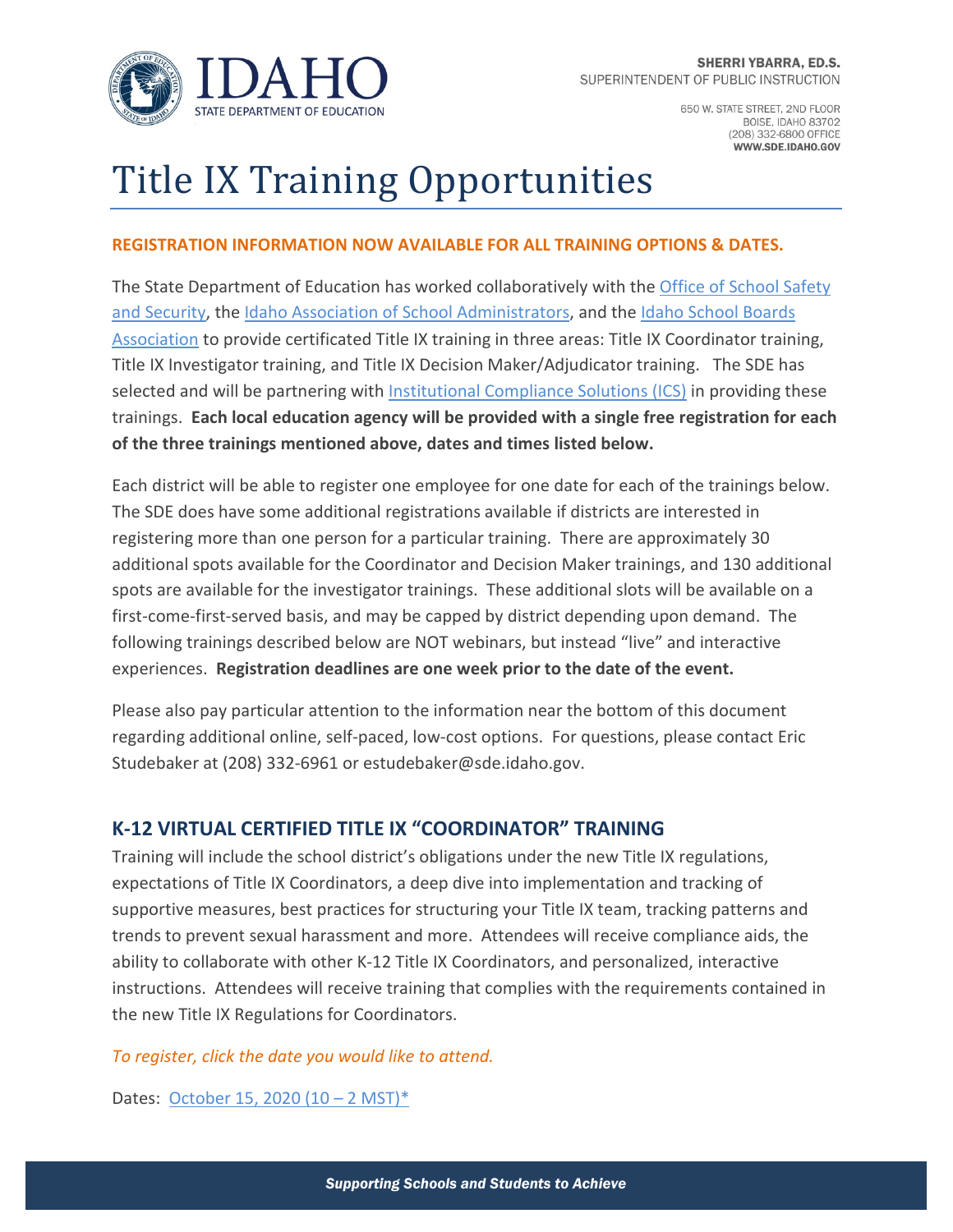SHERRI YBARRA, ED.S.
SUPERINTENDENT OF PUBLIC INSTRUCTION

650 W. STATE STREET, 2ND FLOOR
BOISE, IDAHO 83702
(208) 332-6800 OFFICE
WWW.SDE.IDAHO.GOV

# Title IX Training Opportunities

**REGISTRATION INFORMATION NOW AVAILABLE FOR ALL TRAINING OPTIONS & DATES.**

The State Department of Education has worked collaboratively with the Office of School Safety and Security, the Idaho Association of School Administrators, and the Idaho School Boards Association to provide certificated Title IX training in three areas: Title IX Coordinator training, Title IX Investigator training, and Title IX Decision Maker/Adjudicator training. The SDE has selected and will be partnering with Institutional Compliance Solutions (ICS) in providing these trainings. **Each local education agency will be provided with a single free registration for each of the three trainings mentioned above, dates and times listed below.**

Each district will be able to register one employee for one date for each of the trainings below. The SDE does have some additional registrations available if districts are interested in registering more than one person for a particular training. There are approximately 30 additional spots available for the Coordinator and Decision Maker trainings, and 130 additional spots are available for the investigator trainings. These additional slots will be available on a first-come-first-served basis, and may be capped by district depending upon demand. The following trainings described below are NOT webinars, but instead "live" and interactive experiences. **Registration deadlines are one week prior to the date of the event.**

Please also pay particular attention to the information near the bottom of this document regarding additional online, self-paced, low-cost options. For questions, please contact Eric Studebaker at (208) 332-6961 or estudebaker@sde.idaho.gov.

## K-12 VIRTUAL CERTIFIED TITLE IX "COORDINATOR" TRAINING

Training will include the school district's obligations under the new Title IX regulations, expectations of Title IX Coordinators, a deep dive into implementation and tracking of supportive measures, best practices for structuring your Title IX team, tracking patterns and trends to prevent sexual harassment and more. Attendees will receive compliance aids, the ability to collaborate with other K-12 Title IX Coordinators, and personalized, interactive instructions. Attendees will receive training that complies with the requirements contained in the new Title IX Regulations for Coordinators.

*To register, click the date you would like to attend.*

Dates: October 15, 2020 (10 – 2 MST)*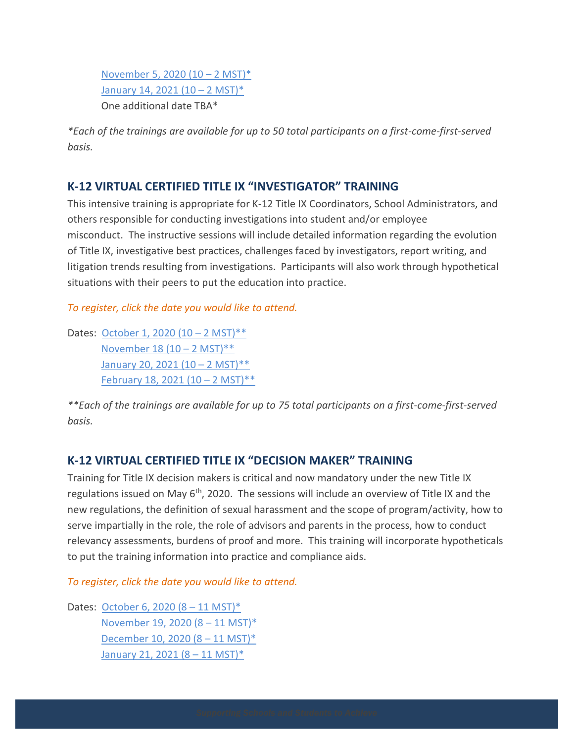November 5, 2020 (10 – 2 MST)*
January 14, 2021 (10 – 2 MST)*
One additional date TBA*

*\*Each of the trainings are available for up to 50 total participants on a first-come-first-served basis.*

## K-12 VIRTUAL CERTIFIED TITLE IX "INVESTIGATOR" TRAINING

This intensive training is appropriate for K-12 Title IX Coordinators, School Administrators, and others responsible for conducting investigations into student and/or employee misconduct. The instructive sessions will include detailed information regarding the evolution of Title IX, investigative best practices, challenges faced by investigators, report writing, and litigation trends resulting from investigations. Participants will also work through hypothetical situations with their peers to put the education into practice.

*To register, click the date you would like to attend.*

Dates: October 1, 2020 (10 – 2 MST)**
November 18 (10 – 2 MST)**
January 20, 2021 (10 – 2 MST)**
February 18, 2021 (10 – 2 MST)**

*\*\*Each of the trainings are available for up to 75 total participants on a first-come-first-served basis.*

## K-12 VIRTUAL CERTIFIED TITLE IX "DECISION MAKER" TRAINING

Training for Title IX decision makers is critical and now mandatory under the new Title IX regulations issued on May 6th, 2020. The sessions will include an overview of Title IX and the new regulations, the definition of sexual harassment and the scope of program/activity, how to serve impartially in the role, the role of advisors and parents in the process, how to conduct relevancy assessments, burdens of proof and more. This training will incorporate hypotheticals to put the training information into practice and compliance aids.

*To register, click the date you would like to attend.*

Dates: October 6, 2020 (8 – 11 MST)*
November 19, 2020 (8 – 11 MST)*
December 10, 2020 (8 – 11 MST)*
January 21, 2021 (8 – 11 MST)*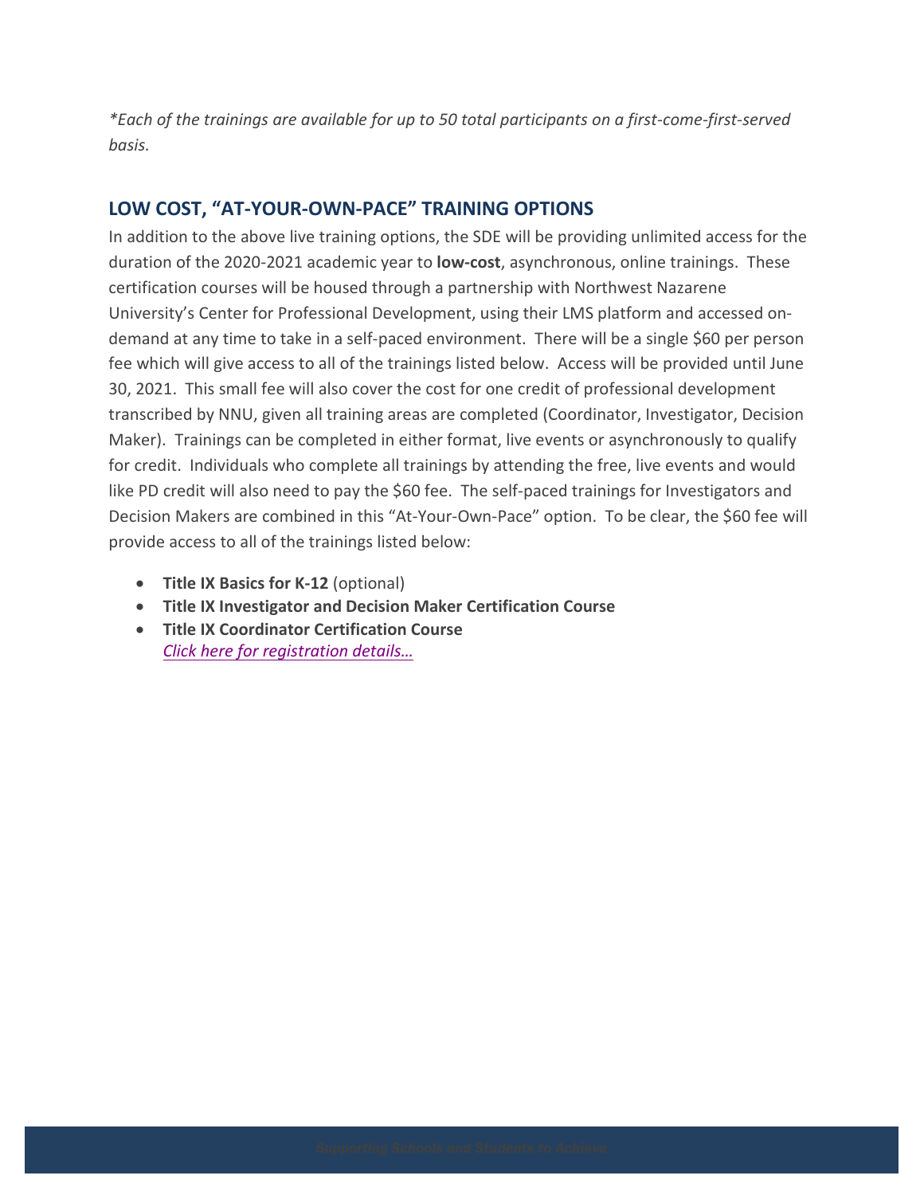*\*Each of the trainings are available for up to 50 total participants on a first-come-first-served basis.*

## LOW COST, "AT-YOUR-OWN-PACE" TRAINING OPTIONS

In addition to the above live training options, the SDE will be providing unlimited access for the duration of the 2020-2021 academic year to **low-cost**, asynchronous, online trainings. These certification courses will be housed through a partnership with Northwest Nazarene University's Center for Professional Development, using their LMS platform and accessed on-demand at any time to take in a self-paced environment. There will be a single $60 per person fee which will give access to all of the trainings listed below. Access will be provided until June 30, 2021. This small fee will also cover the cost for one credit of professional development transcribed by NNU, given all training areas are completed (Coordinator, Investigator, Decision Maker). Trainings can be completed in either format, live events or asynchronously to qualify for credit. Individuals who complete all trainings by attending the free, live events and would like PD credit will also need to pay the $60 fee. The self-paced trainings for Investigators and Decision Makers are combined in this "At-Your-Own-Pace" option. To be clear, the $60 fee will provide access to all of the trainings listed below:

- **Title IX Basics for K-12** (optional)
- **Title IX Investigator and Decision Maker Certification Course**
- **Title IX Coordinator Certification Course**
  *Click here for registration details…*